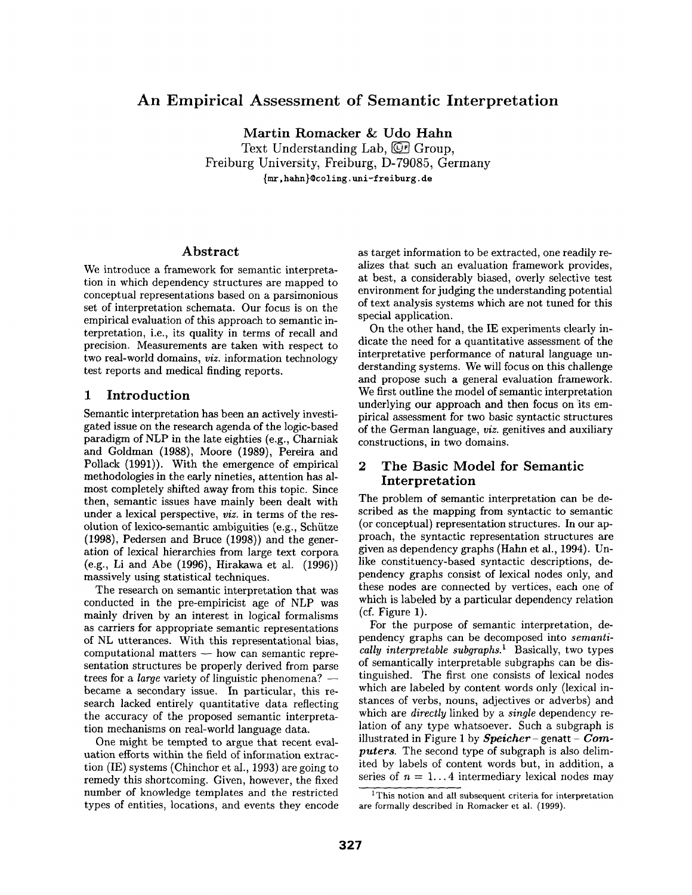# An Empirical Assessment of Semantic Interpretation

**Martin Romacker & Udo Hahn**

Text Understanding Lab, CLIF Group,
Freiburg University, Freiburg, D-79085, Germany
{mr,hahn}@coling.uni-freiburg.de

## Abstract

We introduce a framework for semantic interpretation in which dependency structures are mapped to conceptual representations based on a parsimonious set of interpretation schemata. Our focus is on the empirical evaluation of this approach to semantic interpretation, i.e., its quality in terms of recall and precision. Measurements are taken with respect to two real-world domains, *viz.* information technology test reports and medical finding reports.

## 1 Introduction

Semantic interpretation has been an actively investigated issue on the research agenda of the logic-based paradigm of NLP in the late eighties (e.g., Charniak and Goldman (1988), Moore (1989), Pereira and Pollack (1991)). With the emergence of empirical methodologies in the early nineties, attention has almost completely shifted away from this topic. Since then, semantic issues have mainly been dealt with under a lexical perspective, *viz.* in terms of the resolution of lexico-semantic ambiguities (e.g., Schütze (1998), Pedersen and Bruce (1998)) and the generation of lexical hierarchies from large text corpora (e.g., Li and Abe (1996), Hirakawa et al. (1996)) massively using statistical techniques.

The research on semantic interpretation that was conducted in the pre-empiricist age of NLP was mainly driven by an interest in logical formalisms as carriers for appropriate semantic representations of NL utterances. With this representational bias, computational matters — how can semantic representation structures be properly derived from parse trees for a *large* variety of linguistic phenomena? — became a secondary issue. In particular, this research lacked entirely quantitative data reflecting the accuracy of the proposed semantic interpretation mechanisms on real-world language data.

One might be tempted to argue that recent evaluation efforts within the field of information extraction (IE) systems (Chinchor et al., 1993) are going to remedy this shortcoming. Given, however, the fixed number of knowledge templates and the restricted types of entities, locations, and events they encode as target information to be extracted, one readily realizes that such an evaluation framework provides, at best, a considerably biased, overly selective test environment for judging the understanding potential of text analysis systems which are not tuned for this special application.

On the other hand, the IE experiments clearly indicate the need for a quantitative assessment of the interpretative performance of natural language understanding systems. We will focus on this challenge and propose such a general evaluation framework. We first outline the model of semantic interpretation underlying our approach and then focus on its empirical assessment for two basic syntactic structures of the German language, *viz.* genitives and auxiliary constructions, in two domains.

## 2 The Basic Model for Semantic Interpretation

The problem of semantic interpretation can be described as the mapping from syntactic to semantic (or conceptual) representation structures. In our approach, the syntactic representation structures are given as dependency graphs (Hahn et al., 1994). Unlike constituency-based syntactic descriptions, dependency graphs consist of lexical nodes only, and these nodes are connected by vertices, each one of which is labeled by a particular dependency relation (cf. Figure 1).

For the purpose of semantic interpretation, dependency graphs can be decomposed into *semantically interpretable subgraphs*.[1] Basically, two types of semantically interpretable subgraphs can be distinguished. The first one consists of lexical nodes which are labeled by content words only (lexical instances of verbs, nouns, adjectives or adverbs) and which are *directly* linked by a *single* dependency relation of any type whatsoever. Such a subgraph is illustrated in Figure 1 by ***Speicher*** - genatt - ***Computers***. The second type of subgraph is also delimited by labels of content words but, in addition, a series of $n = 1 \ldots 4$ intermediary lexical nodes may

[1] This notion and all subsequent criteria for interpretation are formally described in Romacker et al. (1999).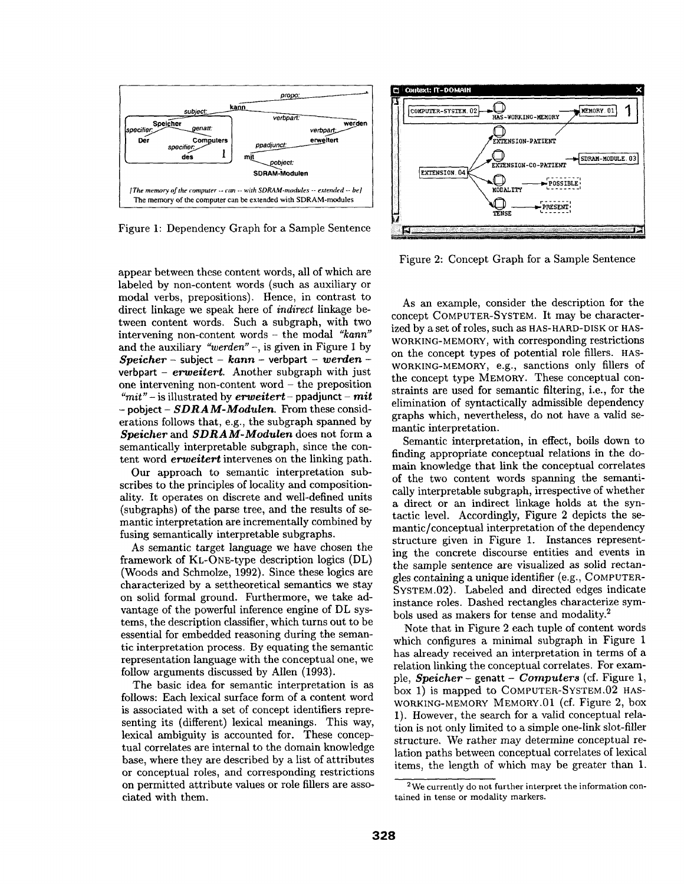Figure 1: Dependency Graph for a Sample Sentence

Figure 2: Concept Graph for a Sample Sentence

appear between these content words, all of which are labeled by non-content words (such as auxiliary or modal verbs, prepositions). Hence, in contrast to direct linkage we speak here of *indirect* linkage between content words. Such a subgraph, with two intervening non-content words – the modal *"kann"* and the auxiliary *"werden"* –, is given in Figure 1 by ***Speicher*** – subject – ***kann*** – verbpart – ***werden*** – verbpart – ***erweitert***. Another subgraph with just one intervening non-content word – the preposition *"mit"* – is illustrated by ***erweitert*** – ppadjunct – ***mit*** – pobject – ***SDRAM-Modulen***. From these considerations follows that, e.g., the subgraph spanned by ***Speicher*** and ***SDRAM-Modulen*** does not form a semantically interpretable subgraph, since the content word ***erweitert*** intervenes on the linking path.

Our approach to semantic interpretation subscribes to the principles of locality and compositionality. It operates on discrete and well-defined units (subgraphs) of the parse tree, and the results of semantic interpretation are incrementally combined by fusing semantically interpretable subgraphs.

As semantic target language we have chosen the framework of KL-ONE-type description logics (DL) (Woods and Schmolze, 1992). Since these logics are characterized by a settheoretical semantics we stay on solid formal ground. Furthermore, we take advantage of the powerful inference engine of DL systems, the description classifier, which turns out to be essential for embedded reasoning during the semantic interpretation process. By equating the semantic representation language with the conceptual one, we follow arguments discussed by Allen (1993).

The basic idea for semantic interpretation is as follows: Each lexical surface form of a content word is associated with a set of concept identifiers representing its (different) lexical meanings. This way, lexical ambiguity is accounted for. These conceptual correlates are internal to the domain knowledge base, where they are described by a list of attributes or conceptual roles, and corresponding restrictions on permitted attribute values or role fillers are associated with them.

As an example, consider the description for the concept COMPUTER-SYSTEM. It may be characterized by a set of roles, such as HAS-HARD-DISK or HAS-WORKING-MEMORY, with corresponding restrictions on the concept types of potential role fillers. HAS-WORKING-MEMORY, e.g., sanctions only fillers of the concept type MEMORY. These conceptual constraints are used for semantic filtering, i.e., for the elimination of syntactically admissible dependency graphs which, nevertheless, do not have a valid semantic interpretation.

Semantic interpretation, in effect, boils down to finding appropriate conceptual relations in the domain knowledge that link the conceptual correlates of the two content words spanning the semantically interpretable subgraph, irrespective of whether a direct or an indirect linkage holds at the syntactic level. Accordingly, Figure 2 depicts the semantic/conceptual interpretation of the dependency structure given in Figure 1. Instances representing the concrete discourse entities and events in the sample sentence are visualized as solid rectangles containing a unique identifier (e.g., COMPUTER-SYSTEM.02). Labeled and directed edges indicate instance roles. Dashed rectangles characterize symbols used as makers for tense and modality.[2]

Note that in Figure 2 each tuple of content words which configures a minimal subgraph in Figure 1 has already received an interpretation in terms of a relation linking the conceptual correlates. For example, ***Speicher*** – genatt – ***Computers*** (cf. Figure 1, box 1) is mapped to COMPUTER-SYSTEM.02 HAS-WORKING-MEMORY MEMORY.01 (cf. Figure 2, box 1). However, the search for a valid conceptual relation is not only limited to a simple one-link slot-filler structure. We rather may determine conceptual relation paths between conceptual correlates of lexical items, the length of which may be greater than 1.

[2]We currently do not further interpret the information contained in tense or modality markers.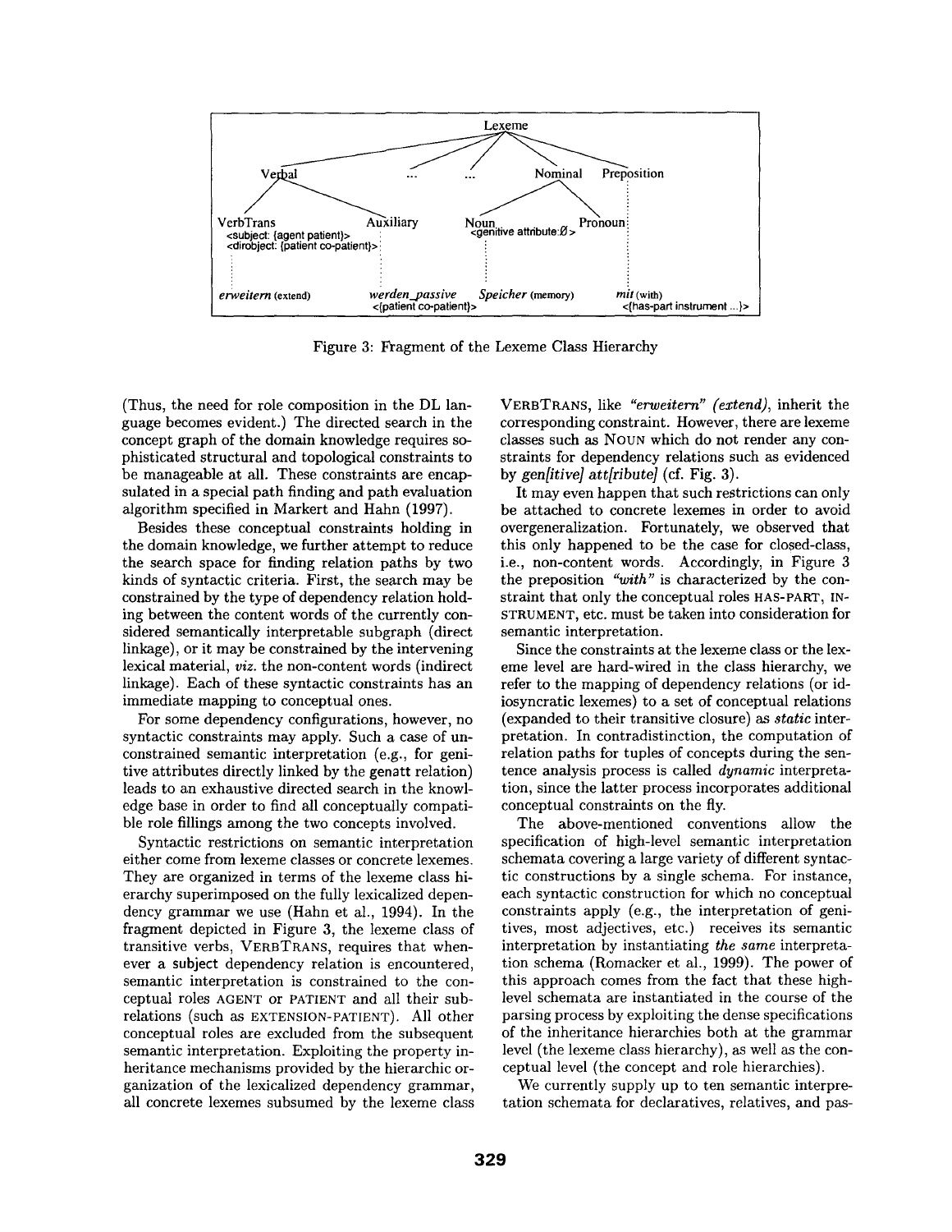Figure 3: Fragment of the Lexeme Class Hierarchy

(Thus, the need for role composition in the DL language becomes evident.) The directed search in the concept graph of the domain knowledge requires sophisticated structural and topological constraints to be manageable at all. These constraints are encapsulated in a special path finding and path evaluation algorithm specified in Markert and Hahn (1997).

Besides these conceptual constraints holding in the domain knowledge, we further attempt to reduce the search space for finding relation paths by two kinds of syntactic criteria. First, the search may be constrained by the type of dependency relation holding between the content words of the currently considered semantically interpretable subgraph (direct linkage), or it may be constrained by the intervening lexical material, *viz.* the non-content words (indirect linkage). Each of these syntactic constraints has an immediate mapping to conceptual ones.

For some dependency configurations, however, no syntactic constraints may apply. Such a case of unconstrained semantic interpretation (e.g., for genitive attributes directly linked by the genatt relation) leads to an exhaustive directed search in the knowledge base in order to find all conceptually compatible role fillings among the two concepts involved.

Syntactic restrictions on semantic interpretation either come from lexeme classes or concrete lexemes. They are organized in terms of the lexeme class hierarchy superimposed on the fully lexicalized dependency grammar we use (Hahn et al., 1994). In the fragment depicted in Figure 3, the lexeme class of transitive verbs, VERBTRANS, requires that whenever a subject dependency relation is encountered, semantic interpretation is constrained to the conceptual roles AGENT or PATIENT and all their subrelations (such as EXTENSION-PATIENT). All other conceptual roles are excluded from the subsequent semantic interpretation. Exploiting the property inheritance mechanisms provided by the hierarchic organization of the lexicalized dependency grammar, all concrete lexemes subsumed by the lexeme class VERBTRANS, like *"erweitern" (extend)*, inherit the corresponding constraint. However, there are lexeme classes such as NOUN which do not render any constraints for dependency relations such as evidenced by *gen[itive] att[ribute]* (cf. Fig. 3).

It may even happen that such restrictions can only be attached to concrete lexemes in order to avoid overgeneralization. Fortunately, we observed that this only happened to be the case for closed-class, i.e., non-content words. Accordingly, in Figure 3 the preposition *"with"* is characterized by the constraint that only the conceptual roles HAS-PART, INSTRUMENT, etc. must be taken into consideration for semantic interpretation.

Since the constraints at the lexeme class or the lexeme level are hard-wired in the class hierarchy, we refer to the mapping of dependency relations (or idiosyncratic lexemes) to a set of conceptual relations (expanded to their transitive closure) as *static* interpretation. In contradistinction, the computation of relation paths for tuples of concepts during the sentence analysis process is called *dynamic* interpretation, since the latter process incorporates additional conceptual constraints on the fly.

The above-mentioned conventions allow the specification of high-level semantic interpretation schemata covering a large variety of different syntactic constructions by a single schema. For instance, each syntactic construction for which no conceptual constraints apply (e.g., the interpretation of genitives, most adjectives, etc.) receives its semantic interpretation by instantiating *the same* interpretation schema (Romacker et al., 1999). The power of this approach comes from the fact that these high-level schemata are instantiated in the course of the parsing process by exploiting the dense specifications of the inheritance hierarchies both at the grammar level (the lexeme class hierarchy), as well as the conceptual level (the concept and role hierarchies).

We currently supply up to ten semantic interpretation schemata for declaratives, relatives, and pas-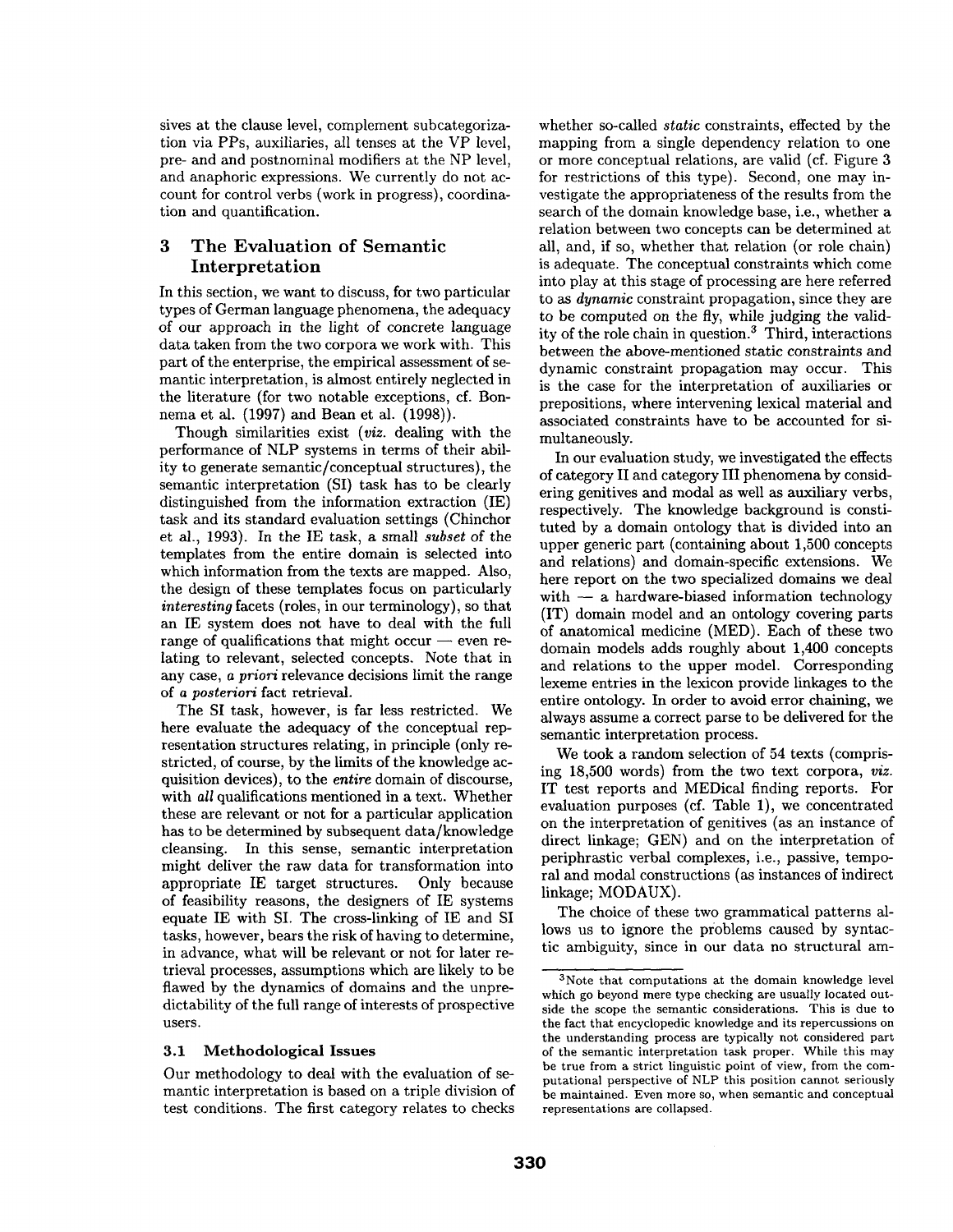sives at the clause level, complement subcategorization via PPs, auxiliaries, all tenses at the VP level, pre- and and postnominal modifiers at the NP level, and anaphoric expressions. We currently do not account for control verbs (work in progress), coordination and quantification.

## 3 The Evaluation of Semantic Interpretation

In this section, we want to discuss, for two particular types of German language phenomena, the adequacy of our approach in the light of concrete language data taken from the two corpora we work with. This part of the enterprise, the empirical assessment of semantic interpretation, is almost entirely neglected in the literature (for two notable exceptions, cf. Bonnema et al. (1997) and Bean et al. (1998)).

Though similarities exist (*viz.* dealing with the performance of NLP systems in terms of their ability to generate semantic/conceptual structures), the semantic interpretation (SI) task has to be clearly distinguished from the information extraction (IE) task and its standard evaluation settings (Chinchor et al., 1993). In the IE task, a small *subset* of the templates from the entire domain is selected into which information from the texts are mapped. Also, the design of these templates focus on particularly *interesting* facets (roles, in our terminology), so that an IE system does not have to deal with the full range of qualifications that might occur — even relating to relevant, selected concepts. Note that in any case, *a priori* relevance decisions limit the range of *a posteriori* fact retrieval.

The SI task, however, is far less restricted. We here evaluate the adequacy of the conceptual representation structures relating, in principle (only restricted, of course, by the limits of the knowledge acquisition devices), to the *entire* domain of discourse, with *all* qualifications mentioned in a text. Whether these are relevant or not for a particular application has to be determined by subsequent data/knowledge cleansing. In this sense, semantic interpretation might deliver the raw data for transformation into appropriate IE target structures. Only because of feasibility reasons, the designers of IE systems equate IE with SI. The cross-linking of IE and SI tasks, however, bears the risk of having to determine, in advance, what will be relevant or not for later retrieval processes, assumptions which are likely to be flawed by the dynamics of domains and the unpredictability of the full range of interests of prospective users.

### 3.1 Methodological Issues

Our methodology to deal with the evaluation of semantic interpretation is based on a triple division of test conditions. The first category relates to checks whether so-called *static* constraints, effected by the mapping from a single dependency relation to one or more conceptual relations, are valid (cf. Figure 3 for restrictions of this type). Second, one may investigate the appropriateness of the results from the search of the domain knowledge base, i.e., whether a relation between two concepts can be determined at all, and, if so, whether that relation (or role chain) is adequate. The conceptual constraints which come into play at this stage of processing are here referred to as *dynamic* constraint propagation, since they are to be computed on the fly, while judging the validity of the role chain in question.[3] Third, interactions between the above-mentioned static constraints and dynamic constraint propagation may occur. This is the case for the interpretation of auxiliaries or prepositions, where intervening lexical material and associated constraints have to be accounted for simultaneously.

In our evaluation study, we investigated the effects of category II and category III phenomena by considering genitives and modal as well as auxiliary verbs, respectively. The knowledge background is constituted by a domain ontology that is divided into an upper generic part (containing about 1,500 concepts and relations) and domain-specific extensions. We here report on the two specialized domains we deal with — a hardware-biased information technology (IT) domain model and an ontology covering parts of anatomical medicine (MED). Each of these two domain models adds roughly about 1,400 concepts and relations to the upper model. Corresponding lexeme entries in the lexicon provide linkages to the entire ontology. In order to avoid error chaining, we always assume a correct parse to be delivered for the semantic interpretation process.

We took a random selection of 54 texts (comprising 18,500 words) from the two text corpora, *viz.* IT test reports and MEDical finding reports. For evaluation purposes (cf. Table 1), we concentrated on the interpretation of genitives (as an instance of direct linkage; GEN) and on the interpretation of periphrastic verbal complexes, i.e., passive, temporal and modal constructions (as instances of indirect linkage; MODAUX).

The choice of these two grammatical patterns allows us to ignore the problems caused by syntactic ambiguity, since in our data no structural am-

[3] Note that computations at the domain knowledge level which go beyond mere type checking are usually located outside the scope the semantic considerations. This is due to the fact that encyclopedic knowledge and its repercussions on the understanding process are typically not considered part of the semantic interpretation task proper. While this may be true from a strict linguistic point of view, from the computational perspective of NLP this position cannot seriously be maintained. Even more so, when semantic and conceptual representations are collapsed.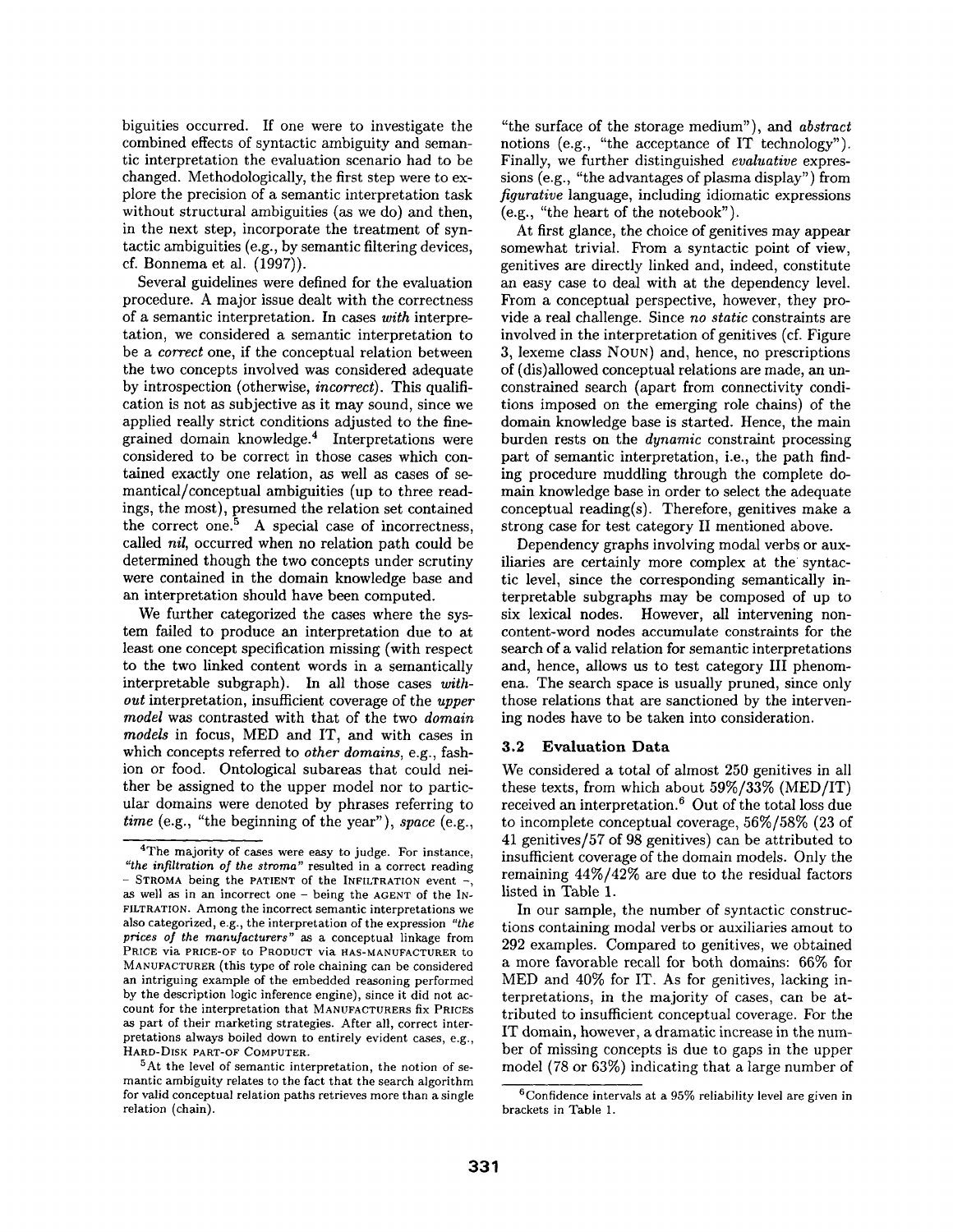biguities occurred. If one were to investigate the combined effects of syntactic ambiguity and semantic interpretation the evaluation scenario had to be changed. Methodologically, the first step were to explore the precision of a semantic interpretation task without structural ambiguities (as we do) and then, in the next step, incorporate the treatment of syntactic ambiguities (e.g., by semantic filtering devices, cf. Bonnema et al. (1997)).

Several guidelines were defined for the evaluation procedure. A major issue dealt with the correctness of a semantic interpretation. In cases *with* interpretation, we considered a semantic interpretation to be a *correct* one, if the conceptual relation between the two concepts involved was considered adequate by introspection (otherwise, *incorrect*). This qualification is not as subjective as it may sound, since we applied really strict conditions adjusted to the fine-grained domain knowledge.[4] Interpretations were considered to be correct in those cases which contained exactly one relation, as well as cases of semantical/conceptual ambiguities (up to three readings, the most), presumed the relation set contained the correct one.[5] A special case of incorrectness, called *nil*, occurred when no relation path could be determined though the two concepts under scrutiny were contained in the domain knowledge base and an interpretation should have been computed.

We further categorized the cases where the system failed to produce an interpretation due to at least one concept specification missing (with respect to the two linked content words in a semantically interpretable subgraph). In all those cases *without* interpretation, insufficient coverage of the *upper model* was contrasted with that of the two *domain models* in focus, MED and IT, and with cases in which concepts referred to *other domains*, e.g., fashion or food. Ontological subareas that could neither be assigned to the upper model nor to particular domains were denoted by phrases referring to *time* (e.g., "the beginning of the year"), *space* (e.g., "the surface of the storage medium"), and *abstract* notions (e.g., "the acceptance of IT technology"). Finally, we further distinguished *evaluative* expressions (e.g., "the advantages of plasma display") from *figurative* language, including idiomatic expressions (e.g., "the heart of the notebook").

At first glance, the choice of genitives may appear somewhat trivial. From a syntactic point of view, genitives are directly linked and, indeed, constitute an easy case to deal with at the dependency level. From a conceptual perspective, however, they provide a real challenge. Since *no static* constraints are involved in the interpretation of genitives (cf. Figure 3, lexeme class NOUN) and, hence, no prescriptions of (dis)allowed conceptual relations are made, an unconstrained search (apart from connectivity conditions imposed on the emerging role chains) of the domain knowledge base is started. Hence, the main burden rests on the *dynamic* constraint processing part of semantic interpretation, i.e., the path finding procedure muddling through the complete domain knowledge base in order to select the adequate conceptual reading(s). Therefore, genitives make a strong case for test category II mentioned above.

Dependency graphs involving modal verbs or auxiliaries are certainly more complex at the syntactic level, since the corresponding semantically interpretable subgraphs may be composed of up to six lexical nodes. However, all intervening non-content-word nodes accumulate constraints for the search of a valid relation for semantic interpretations and, hence, allows us to test category III phenomena. The search space is usually pruned, since only those relations that are sanctioned by the intervening nodes have to be taken into consideration.

### 3.2 Evaluation Data

We considered a total of almost 250 genitives in all these texts, from which about 59%/33% (MED/IT) received an interpretation.[6] Out of the total loss due to incomplete conceptual coverage, 56%/58% (23 of 41 genitives/57 of 98 genitives) can be attributed to insufficient coverage of the domain models. Only the remaining 44%/42% are due to the residual factors listed in Table 1.

In our sample, the number of syntactic constructions containing modal verbs or auxiliaries amout to 292 examples. Compared to genitives, we obtained a more favorable recall for both domains: 66% for MED and 40% for IT. As for genitives, lacking interpretations, in the majority of cases, can be attributed to insufficient conceptual coverage. For the IT domain, however, a dramatic increase in the number of missing concepts is due to gaps in the upper model (78 or 63%) indicating that a large number of

---

[4] The majority of cases were easy to judge. For instance, *"the infiltration of the stroma"* resulted in a correct reading – STROMA being the PATIENT of the INFILTRATION event –, as well as in an incorrect one – being the AGENT of the INFILTRATION. Among the incorrect semantic interpretations we also categorized, e.g., the interpretation of the expression *"the prices of the manufacturers"* as a conceptual linkage from PRICE via PRICE-OF to PRODUCT via HAS-MANUFACTURER to MANUFACTURER (this type of role chaining can be considered an intriguing example of the embedded reasoning performed by the description logic inference engine), since it did not account for the interpretation that MANUFACTURERs fix PRICEs as part of their marketing strategies. After all, correct interpretations always boiled down to entirely evident cases, e.g., HARD-DISK PART-OF COMPUTER.

[5] At the level of semantic interpretation, the notion of semantic ambiguity relates to the fact that the search algorithm for valid conceptual relation paths retrieves more than a single relation (chain).

[6] Confidence intervals at a 95% reliability level are given in brackets in Table 1.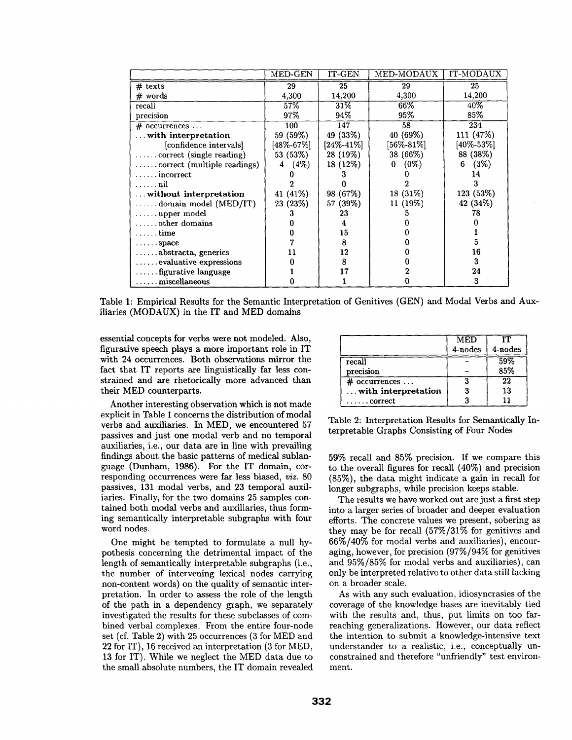| | MED-GEN | IT-GEN | MED-MODAUX | IT-MODAUX |
|---|---|---|---|---|
| # texts | 29 | 25 | 29 | 25 |
| # words | 4,300 | 14,200 | 4,300 | 14,200 |
| recall | 57% | 31% | 66% | 40% |
| precision | 97% | 94% | 95% | 85% |
| # occurrences ... | 100 | 147 | 58 | 234 |
| ... **with interpretation** | 59 (59%) | 49 (33%) | 40 (69%) | 111 (47%) |
| [confidence intervals] | [48%-67%] | [24%-41%] | [56%-81%] | [40%-53%] |
| ...... correct (single reading) | 53 (53%) | 28 (19%) | 38 (66%) | 88 (38%) |
| ...... correct (multiple readings) | 4 (4%) | 18 (12%) | 0 (0%) | 6 (3%) |
| ...... incorrect | 0 | 3 | 0 | 14 |
| ...... nil | 2 | 0 | 2 | 3 |
| ... **without interpretation** | 41 (41%) | 98 (67%) | 18 (31%) | 123 (53%) |
| ...... domain model (MED/IT) | 23 (23%) | 57 (39%) | 11 (19%) | 42 (34%) |
| ...... upper model | 3 | 23 | 5 | 78 |
| ...... other domains | 0 | 4 | 0 | 0 |
| ...... time | 0 | 15 | 0 | 1 |
| ...... space | 7 | 8 | 0 | 5 |
| ...... abstracta, generics | 11 | 12 | 0 | 16 |
| ...... evaluative expressions | 0 | 8 | 0 | 3 |
| ...... figurative language | 1 | 17 | 2 | 24 |
| ...... miscellaneous | 0 | 1 | 0 | 3 |

Table 1: Empirical Results for the Semantic Interpretation of Genitives (GEN) and Modal Verbs and Auxiliaries (MODAUX) in the IT and MED domains

essential concepts for verbs were not modeled. Also, figurative speech plays a more important role in IT with 24 occurrences. Both observations mirror the fact that IT reports are linguistically far less constrained and are rhetorically more advanced than their MED counterparts.

Another interesting observation which is not made explicit in Table 1 concerns the distribution of modal verbs and auxiliaries. In MED, we encountered 57 passives and just one modal verb and no temporal auxiliaries, i.e., our data are in line with prevailing findings about the basic patterns of medical sublanguage (Dunham, 1986). For the IT domain, corresponding occurrences were far less biased, *viz.* 80 passives, 131 modal verbs, and 23 temporal auxiliaries. Finally, for the two domains 25 samples contained both modal verbs and auxiliaries, thus forming semantically interpretable subgraphs with four word nodes.

One might be tempted to formulate a null hypothesis concerning the detrimental impact of the length of semantically interpretable subgraphs (i.e., the number of intervening lexical nodes carrying non-content words) on the quality of semantic interpretation. In order to assess the role of the length of the path in a dependency graph, we separately investigated the results for these subclasses of combined verbal complexes. From the entire four-node set (cf. Table 2) with 25 occurrences (3 for MED and 22 for IT), 16 received an interpretation (3 for MED, 13 for IT). While we neglect the MED data due to the small absolute numbers, the IT domain revealed

| | MED 4-nodes | IT 4-nodes |
|---|---|---|
| recall | – | 59% |
| precision | – | 85% |
| # occurrences ... | 3 | 22 |
| ... **with interpretation** | 3 | 13 |
| ...... correct | 3 | 11 |

Table 2: Interpretation Results for Semantically Interpretable Graphs Consisting of Four Nodes

59% recall and 85% precision. If we compare this to the overall figures for recall (40%) and precision (85%), the data might indicate a gain in recall for longer subgraphs, while precision keeps stable.

The results we have worked out are just a first step into a larger series of broader and deeper evaluation efforts. The concrete values we present, sobering as they may be for recall (57%/31% for genitives and 66%/40% for modal verbs and auxiliaries), encouraging, however, for precision (97%/94% for genitives and 95%/85% for modal verbs and auxiliaries), can only be interpreted relative to other data still lacking on a broader scale.

As with any such evaluation, idiosyncrasies of the coverage of the knowledge bases are inevitably tied with the results and, thus, put limits on too far-reaching generalizations. However, our data reflect the intention to submit a knowledge-intensive text understander to a realistic, i.e., conceptually unconstrained and therefore "unfriendly" test environment.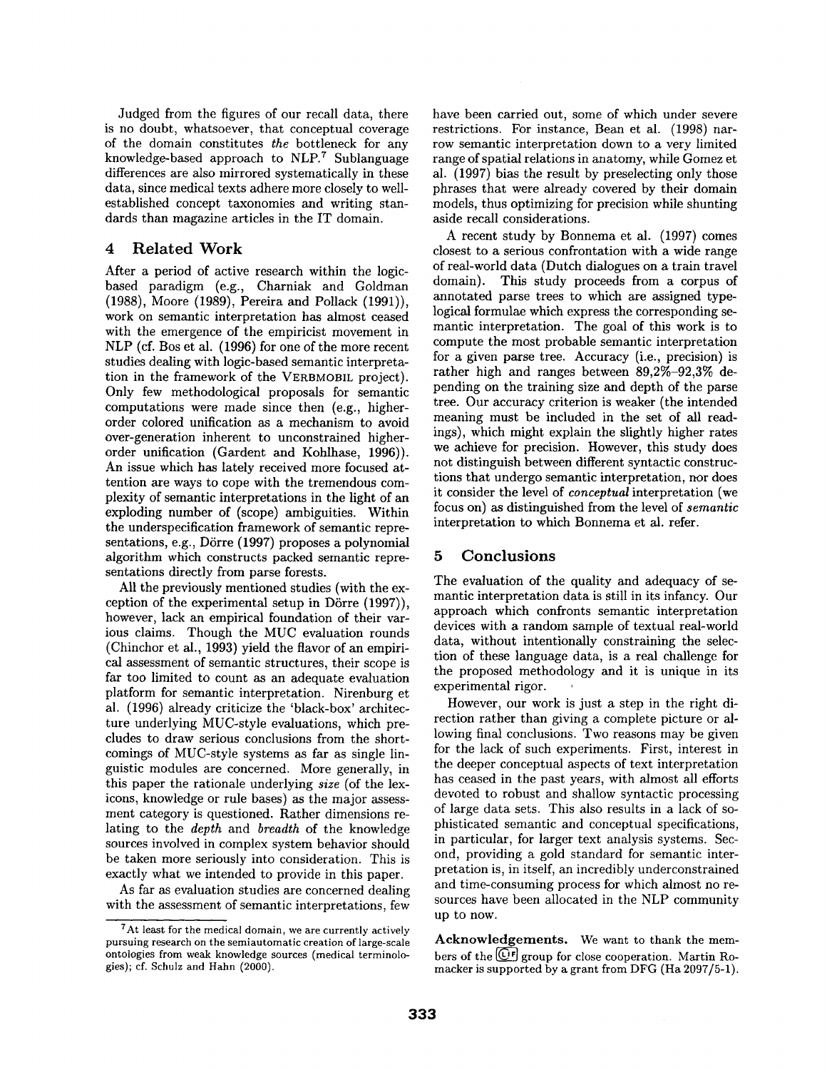Judged from the figures of our recall data, there is no doubt, whatsoever, that conceptual coverage of the domain constitutes *the* bottleneck for any knowledge-based approach to NLP.[7] Sublanguage differences are also mirrored systematically in these data, since medical texts adhere more closely to well-established concept taxonomies and writing standards than magazine articles in the IT domain.

## 4 Related Work

After a period of active research within the logic-based paradigm (e.g., Charniak and Goldman (1988), Moore (1989), Pereira and Pollack (1991)), work on semantic interpretation has almost ceased with the emergence of the empiricist movement in NLP (cf. Bos et al. (1996) for one of the more recent studies dealing with logic-based semantic interpretation in the framework of the VERBMOBIL project). Only few methodological proposals for semantic computations were made since then (e.g., higher-order colored unification as a mechanism to avoid over-generation inherent to unconstrained higher-order unification (Gardent and Kohlhase, 1996)). An issue which has lately received more focused attention are ways to cope with the tremendous complexity of semantic interpretations in the light of an exploding number of (scope) ambiguities. Within the underspecification framework of semantic representations, e.g., Dörre (1997) proposes a polynomial algorithm which constructs packed semantic representations directly from parse forests.

All the previously mentioned studies (with the exception of the experimental setup in Dörre (1997)), however, lack an empirical foundation of their various claims. Though the MUC evaluation rounds (Chinchor et al., 1993) yield the flavor of an empirical assessment of semantic structures, their scope is far too limited to count as an adequate evaluation platform for semantic interpretation. Nirenburg et al. (1996) already criticize the 'black-box' architecture underlying MUC-style evaluations, which precludes to draw serious conclusions from the shortcomings of MUC-style systems as far as single linguistic modules are concerned. More generally, in this paper the rationale underlying *size* (of the lexicons, knowledge or rule bases) as the major assessment category is questioned. Rather dimensions relating to the *depth* and *breadth* of the knowledge sources involved in complex system behavior should be taken more seriously into consideration. This is exactly what we intended to provide in this paper.

As far as evaluation studies are concerned dealing with the assessment of semantic interpretations, few have been carried out, some of which under severe restrictions. For instance, Bean et al. (1998) narrow semantic interpretation down to a very limited range of spatial relations in anatomy, while Gomez et al. (1997) bias the result by preselecting only those phrases that were already covered by their domain models, thus optimizing for precision while shunting aside recall considerations.

A recent study by Bonnema et al. (1997) comes closest to a serious confrontation with a wide range of real-world data (Dutch dialogues on a train travel domain). This study proceeds from a corpus of annotated parse trees to which are assigned type-logical formulae which express the corresponding semantic interpretation. The goal of this work is to compute the most probable semantic interpretation for a given parse tree. Accuracy (i.e., precision) is rather high and ranges between 89,2%–92,3% depending on the training size and depth of the parse tree. Our accuracy criterion is weaker (the intended meaning must be included in the set of all readings), which might explain the slightly higher rates we achieve for precision. However, this study does not distinguish between different syntactic constructions that undergo semantic interpretation, nor does it consider the level of *conceptual* interpretation (we focus on) as distinguished from the level of *semantic* interpretation to which Bonnema et al. refer.

## 5 Conclusions

The evaluation of the quality and adequacy of semantic interpretation data is still in its infancy. Our approach which confronts semantic interpretation devices with a random sample of textual real-world data, without intentionally constraining the selection of these language data, is a real challenge for the proposed methodology and it is unique in its experimental rigor.

However, our work is just a step in the right direction rather than giving a complete picture or allowing final conclusions. Two reasons may be given for the lack of such experiments. First, interest in the deeper conceptual aspects of text interpretation has ceased in the past years, with almost all efforts devoted to robust and shallow syntactic processing of large data sets. This also results in a lack of sophisticated semantic and conceptual specifications, in particular, for larger text analysis systems. Second, providing a gold standard for semantic interpretation is, in itself, an incredibly underconstrained and time-consuming process for which almost no resources have been allocated in the NLP community up to now.

**Acknowledgements.** We want to thank the members of the CLIF group for close cooperation. Martin Romacker is supported by a grant from DFG (Ha 2097/5-1).

[7] At least for the medical domain, we are currently actively pursuing research on the semiautomatic creation of large-scale ontologies from weak knowledge sources (medical terminologies); cf. Schulz and Hahn (2000).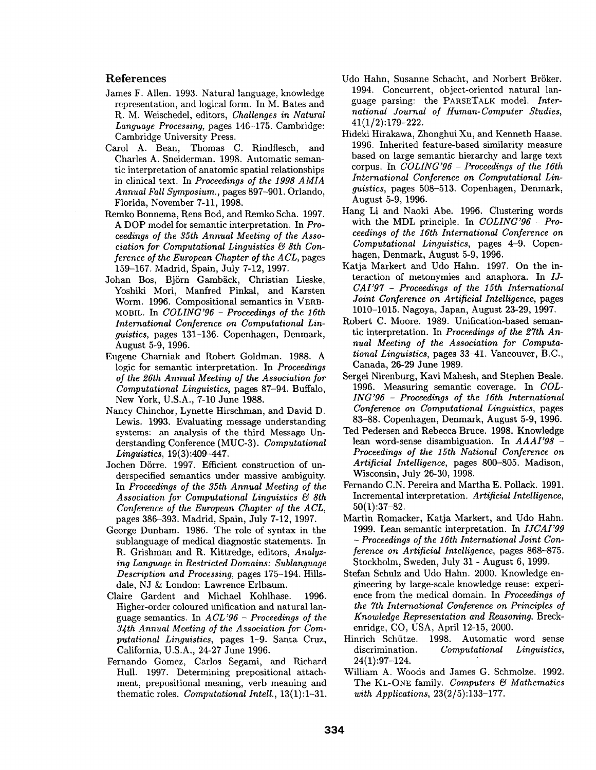## References

James F. Allen. 1993. Natural language, knowledge representation, and logical form. In M. Bates and R. M. Weischedel, editors, *Challenges in Natural Language Processing*, pages 146–175. Cambridge: Cambridge University Press.

Carol A. Bean, Thomas C. Rindflesch, and Charles A. Sneiderman. 1998. Automatic semantic interpretation of anatomic spatial relationships in clinical text. In *Proceedings of the 1998 AMIA Annual Fall Symposium.*, pages 897–901. Orlando, Florida, November 7-11, 1998.

Remko Bonnema, Rens Bod, and Remko Scha. 1997. A DOP model for semantic interpretation. In *Proceedings of the 35th Annual Meeting of the Association for Computational Linguistics & 8th Conference of the European Chapter of the ACL*, pages 159–167. Madrid, Spain, July 7-12, 1997.

Johan Bos, Björn Gambäck, Christian Lieske, Yoshiki Mori, Manfred Pinkal, and Karsten Worm. 1996. Compositional semantics in VERBMOBIL. In *COLING'96 – Proceedings of the 16th International Conference on Computational Linguistics*, pages 131–136. Copenhagen, Denmark, August 5-9, 1996.

Eugene Charniak and Robert Goldman. 1988. A logic for semantic interpretation. In *Proceedings of the 26th Annual Meeting of the Association for Computational Linguistics*, pages 87–94. Buffalo, New York, U.S.A., 7-10 June 1988.

Nancy Chinchor, Lynette Hirschman, and David D. Lewis. 1993. Evaluating message understanding systems: an analysis of the third Message Understanding Conference (MUC-3). *Computational Linguistics*, 19(3):409–447.

Jochen Dörre. 1997. Efficient construction of underspecified semantics under massive ambiguity. In *Proceedings of the 35th Annual Meeting of the Association for Computational Linguistics & 8th Conference of the European Chapter of the ACL*, pages 386–393. Madrid, Spain, July 7-12, 1997.

George Dunham. 1986. The role of syntax in the sublanguage of medical diagnostic statements. In R. Grishman and R. Kittredge, editors, *Analyzing Language in Restricted Domains: Sublanguage Description and Processing*, pages 175–194. Hillsdale, NJ & London: Lawrence Erlbaum.

Claire Gardent and Michael Kohlhase. 1996. Higher-order coloured unification and natural language semantics. In *ACL'96 – Proceedings of the 34th Annual Meeting of the Association for Computational Linguistics*, pages 1–9. Santa Cruz, California, U.S.A., 24-27 June 1996.

Fernando Gomez, Carlos Segami, and Richard Hull. 1997. Determining prepositional attachment, prepositional meaning, verb meaning and thematic roles. *Computational Intell.*, 13(1):1–31.

Udo Hahn, Susanne Schacht, and Norbert Bröker. 1994. Concurrent, object-oriented natural language parsing: the PARSETALK model. *International Journal of Human-Computer Studies*, 41(1/2):179–222.

Hideki Hirakawa, Zhonghui Xu, and Kenneth Haase. 1996. Inherited feature-based similarity measure based on large semantic hierarchy and large text corpus. In *COLING'96 – Proceedings of the 16th International Conference on Computational Linguistics*, pages 508–513. Copenhagen, Denmark, August 5-9, 1996.

Hang Li and Naoki Abe. 1996. Clustering words with the MDL principle. In *COLING'96 – Proceedings of the 16th International Conference on Computational Linguistics*, pages 4–9. Copenhagen, Denmark, August 5-9, 1996.

Katja Markert and Udo Hahn. 1997. On the interaction of metonymies and anaphora. In *IJCAI'97 – Proceedings of the 15th International Joint Conference on Artificial Intelligence*, pages 1010–1015. Nagoya, Japan, August 23-29, 1997.

Robert C. Moore. 1989. Unification-based semantic interpretation. In *Proceedings of the 27th Annual Meeting of the Association for Computational Linguistics*, pages 33–41. Vancouver, B.C., Canada, 26-29 June 1989.

Sergei Nirenburg, Kavi Mahesh, and Stephen Beale. 1996. Measuring semantic coverage. In *COLING'96 – Proceedings of the 16th International Conference on Computational Linguistics*, pages 83–88. Copenhagen, Denmark, August 5-9, 1996.

Ted Pedersen and Rebecca Bruce. 1998. Knowledge lean word-sense disambiguation. In *AAAI'98 – Proceedings of the 15th National Conference on Artificial Intelligence*, pages 800–805. Madison, Wisconsin, July 26-30, 1998.

Fernando C.N. Pereira and Martha E. Pollack. 1991. Incremental interpretation. *Artificial Intelligence*, 50(1):37–82.

Martin Romacker, Katja Markert, and Udo Hahn. 1999. Lean semantic interpretation. In *IJCAI'99 – Proceedings of the 16th International Joint Conference on Artificial Intelligence*, pages 868–875. Stockholm, Sweden, July 31 - August 6, 1999.

Stefan Schulz and Udo Hahn. 2000. Knowledge engineering by large-scale knowledge reuse: experience from the medical domain. In *Proceedings of the 7th International Conference on Principles of Knowledge Representation and Reasoning*. Breckenridge, CO, USA, April 12-15, 2000.

Hinrich Schütze. 1998. Automatic word sense discrimination. *Computational Linguistics*, 24(1):97–124.

William A. Woods and James G. Schmolze. 1992. The KL-ONE family. *Computers & Mathematics with Applications*, 23(2/5):133–177.